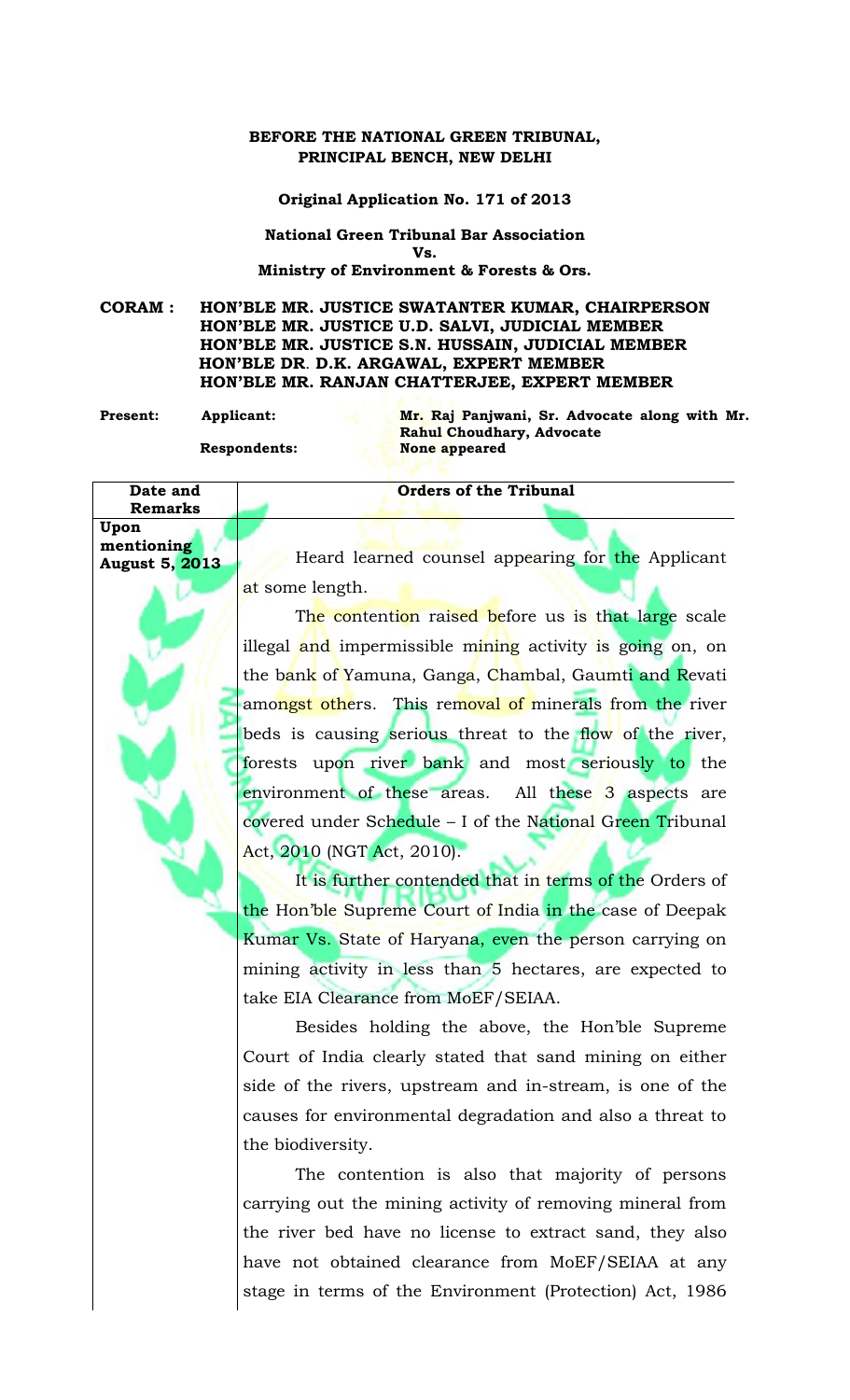**BEFORE THE NATIONAL GREEN TRIBUNAL, PRINCIPAL BENCH, NEW DELHI**

**Original Application No. 171 of 2013**

**National Green Tribunal Bar Association**
**Vs.**
**Ministry of Environment & Forests & Ors.**

**CORAM : HON'BLE MR. JUSTICE SWATANTER KUMAR, CHAIRPERSON**
**HON'BLE MR. JUSTICE U.D. SALVI, JUDICIAL MEMBER**
**HON'BLE MR. JUSTICE S.N. HUSSAIN, JUDICIAL MEMBER**
**HON'BLE DR. D.K. ARGAWAL, EXPERT MEMBER**
**HON'BLE MR. RANJAN CHATTERJEE, EXPERT MEMBER**

| Present: | Applicant: | Mr. Raj Panjwani, Sr. Advocate along with Mr. Rahul Choudhary, Advocate |
|---|---|---|
| | Respondents: | None appeared |

| Date and Remarks | Orders of the Tribunal |
|---|---|
| Upon mentioning August 5, 2013 | |

Heard learned counsel appearing for the Applicant at some length.

The contention raised before us is that large scale illegal and impermissible mining activity is going on, on the bank of Yamuna, Ganga, Chambal, Gaumti and Revati amongst others. This removal of minerals from the river beds is causing serious threat to the flow of the river, forests upon river bank and most seriously to the environment of these areas. All these 3 aspects are covered under Schedule – I of the National Green Tribunal Act, 2010 (NGT Act, 2010).

It is further contended that in terms of the Orders of the Hon'ble Supreme Court of India in the case of Deepak Kumar Vs. State of Haryana, even the person carrying on mining activity in less than 5 hectares, are expected to take EIA Clearance from MoEF/SEIAA.

Besides holding the above, the Hon'ble Supreme Court of India clearly stated that sand mining on either side of the rivers, upstream and in-stream, is one of the causes for environmental degradation and also a threat to the biodiversity.

The contention is also that majority of persons carrying out the mining activity of removing mineral from the river bed have no license to extract sand, they also have not obtained clearance from MoEF/SEIAA at any stage in terms of the Environment (Protection) Act, 1986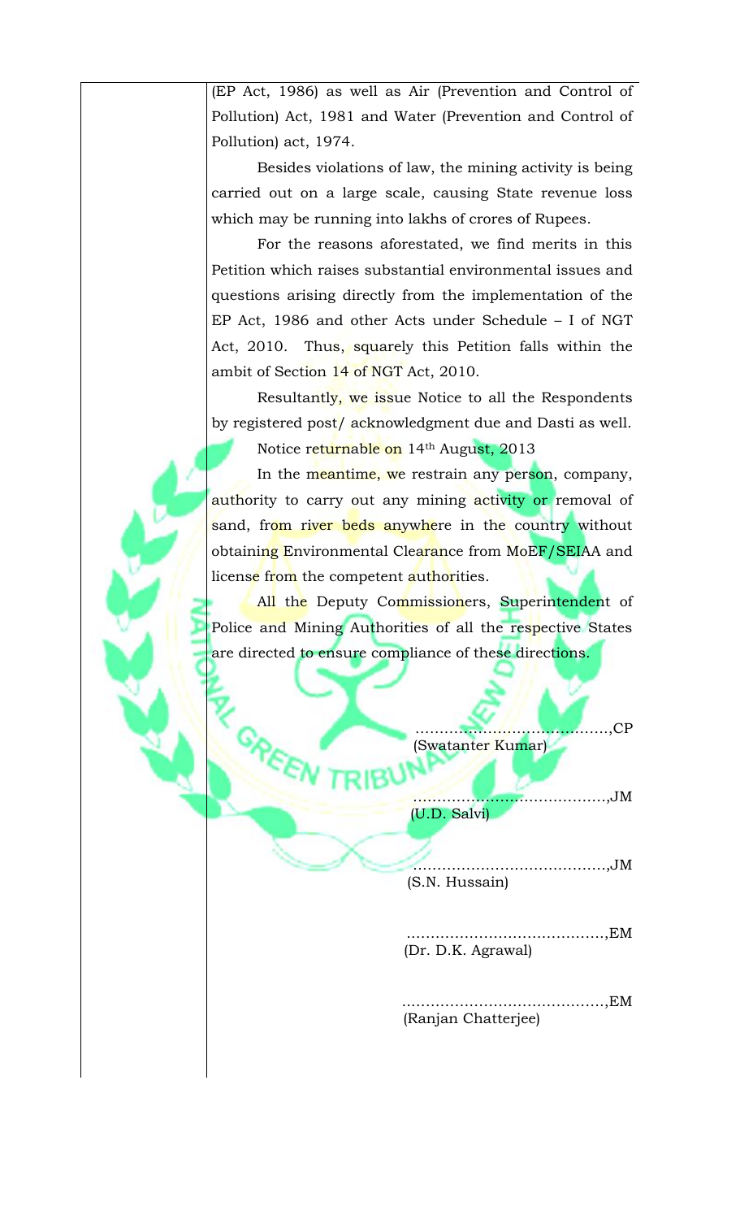(EP Act, 1986) as well as Air (Prevention and Control of Pollution) Act, 1981 and Water (Prevention and Control of Pollution) act, 1974.

Besides violations of law, the mining activity is being carried out on a large scale, causing State revenue loss which may be running into lakhs of crores of Rupees.

For the reasons aforestated, we find merits in this Petition which raises substantial environmental issues and questions arising directly from the implementation of the EP Act, 1986 and other Acts under Schedule – I of NGT Act, 2010. Thus, squarely this Petition falls within the ambit of Section 14 of NGT Act, 2010.

Resultantly, we issue Notice to all the Respondents by registered post/ acknowledgment due and Dasti as well.

Notice returnable on 14th August, 2013

In the meantime, we restrain any person, company, authority to carry out any mining activity or removal of sand, from river beds anywhere in the country without obtaining Environmental Clearance from MoEF/SEIAA and license from the competent authorities.

All the Deputy Commissioners, Superintendent of Police and Mining Authorities of all the respective States are directed to ensure compliance of these directions.

…………………………………,CP
(Swatanter Kumar)

…………………………………,JM
(U.D. Salvi)

…………………………………,JM
(S.N. Hussain)

…………………………………,EM
(Dr. D.K. Agrawal)

…………………………………,EM
(Ranjan Chatterjee)